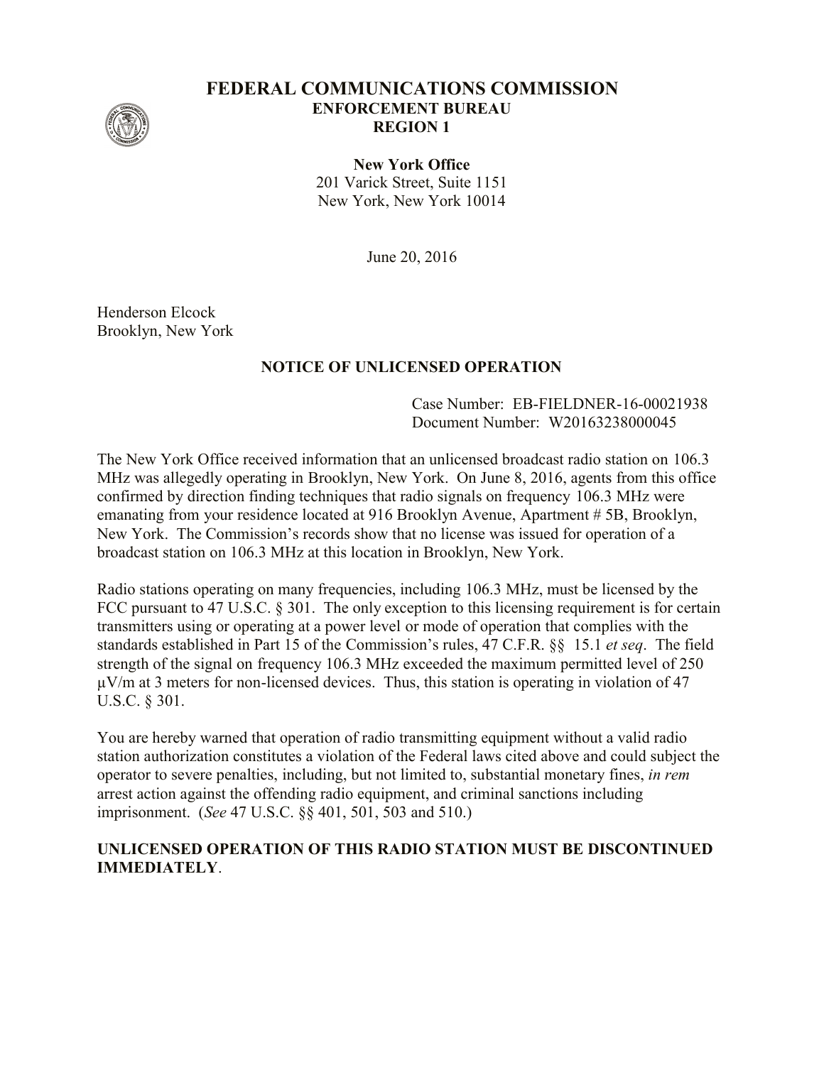# FEDERAL COMMUNICATIONS COMMISSION

**ENFORCEMENT BUREAU**
**REGION 1**

**New York Office**
201 Varick Street, Suite 1151
New York, New York 10014

June 20, 2016

Henderson Elcock
Brooklyn, New York

**NOTICE OF UNLICENSED OPERATION**

Case Number: EB-FIELDNER-16-00021938
Document Number: W20163238000045

The New York Office received information that an unlicensed broadcast radio station on 106.3 MHz was allegedly operating in Brooklyn, New York. On June 8, 2016, agents from this office confirmed by direction finding techniques that radio signals on frequency 106.3 MHz were emanating from your residence located at 916 Brooklyn Avenue, Apartment # 5B, Brooklyn, New York. The Commission's records show that no license was issued for operation of a broadcast station on 106.3 MHz at this location in Brooklyn, New York.

Radio stations operating on many frequencies, including 106.3 MHz, must be licensed by the FCC pursuant to 47 U.S.C. § 301. The only exception to this licensing requirement is for certain transmitters using or operating at a power level or mode of operation that complies with the standards established in Part 15 of the Commission's rules, 47 C.F.R. §§ 15.1 *et seq*. The field strength of the signal on frequency 106.3 MHz exceeded the maximum permitted level of 250 μV/m at 3 meters for non-licensed devices. Thus, this station is operating in violation of 47 U.S.C. § 301.

You are hereby warned that operation of radio transmitting equipment without a valid radio station authorization constitutes a violation of the Federal laws cited above and could subject the operator to severe penalties, including, but not limited to, substantial monetary fines, *in rem* arrest action against the offending radio equipment, and criminal sanctions including imprisonment. (*See* 47 U.S.C. §§ 401, 501, 503 and 510.)

**UNLICENSED OPERATION OF THIS RADIO STATION MUST BE DISCONTINUED IMMEDIATELY**.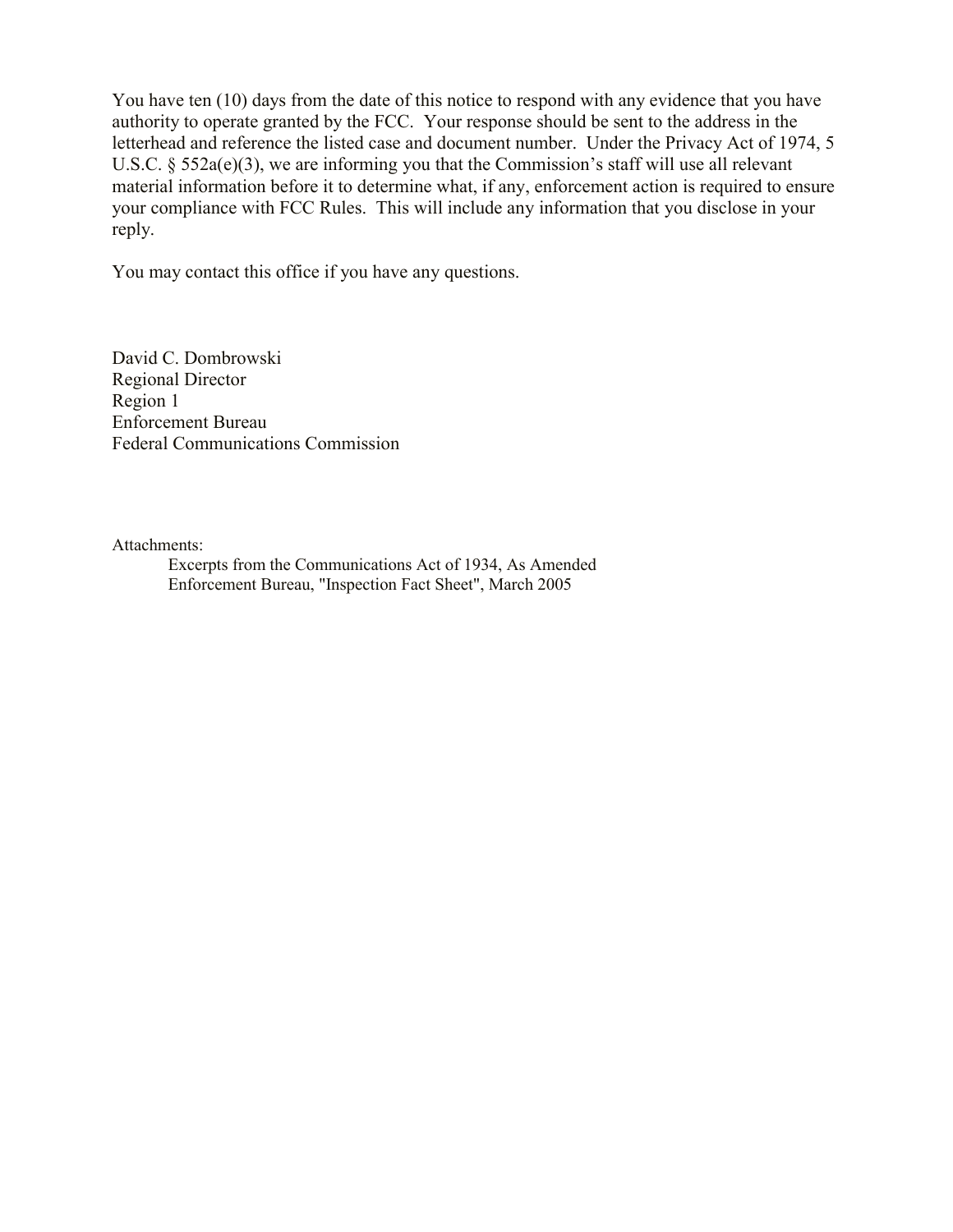You have ten (10) days from the date of this notice to respond with any evidence that you have authority to operate granted by the FCC. Your response should be sent to the address in the letterhead and reference the listed case and document number. Under the Privacy Act of 1974, 5 U.S.C. § 552a(e)(3), we are informing you that the Commission's staff will use all relevant material information before it to determine what, if any, enforcement action is required to ensure your compliance with FCC Rules. This will include any information that you disclose in your reply.

You may contact this office if you have any questions.

David C. Dombrowski
Regional Director
Region 1
Enforcement Bureau
Federal Communications Commission

Attachments:

- Excerpts from the Communications Act of 1934, As Amended
- Enforcement Bureau, "Inspection Fact Sheet", March 2005